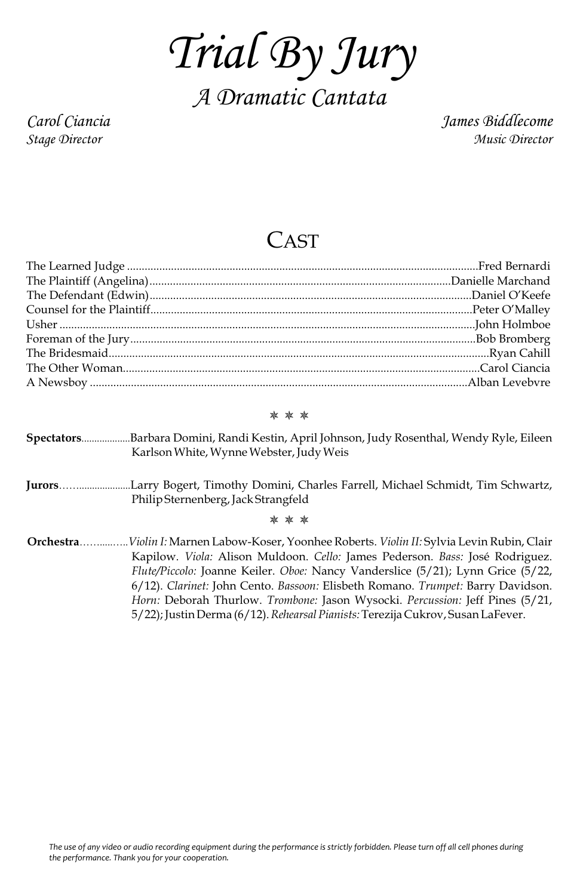# *Trial By Jury*

## *A Dramatic Cantata*

*Carol Ciancia*
*Stage Director*

*James Biddlecome*
*Music Director*

## Cast

The Learned Judge ........................ Fred Bernardi
The Plaintiff (Angelina) ........................ Danielle Marchand
The Defendant (Edwin) ........................ Daniel O'Keefe
Counsel for the Plaintiff ........................ Peter O'Malley
Usher ........................ John Holmboe
Foreman of the Jury ........................ Bob Bromberg
The Bridesmaid ........................ Ryan Cahill
The Other Woman ........................ Carol Ciancia
A Newsboy ........................ Alban Levebvre

✻ ✻ ✻

**Spectators**.................. Barbara Domini, Randi Kestin, April Johnson, Judy Rosenthal, Wendy Ryle, Eileen Karlson White, Wynne Webster, Judy Weis

**Jurors**.................. Larry Bogert, Timothy Domini, Charles Farrell, Michael Schmidt, Tim Schwartz, Philip Sternenberg, Jack Strangfeld

✻ ✻ ✻

**Orchestra**.................. *Violin I:* Marnen Labow-Koser, Yoonhee Roberts. *Violin II:* Sylvia Levin Rubin, Clair Kapilow. *Viola:* Alison Muldoon. *Cello:* James Pederson. *Bass:* José Rodriguez. *Flute/Piccolo:* Joanne Keiler. *Oboe:* Nancy Vanderslice (5/21); Lynn Grice (5/22, 6/12). *Clarinet:* John Cento. *Bassoon:* Elisbeth Romano. *Trumpet:* Barry Davidson. *Horn:* Deborah Thurlow. *Trombone:* Jason Wysocki. *Percussion:* Jeff Pines (5/21, 5/22); Justin Derma (6/12). *Rehearsal Pianists:* Terezija Cukrov, Susan LaFever.

*The use of any video or audio recording equipment during the performance is strictly forbidden. Please turn off all cell phones during the performance. Thank you for your cooperation.*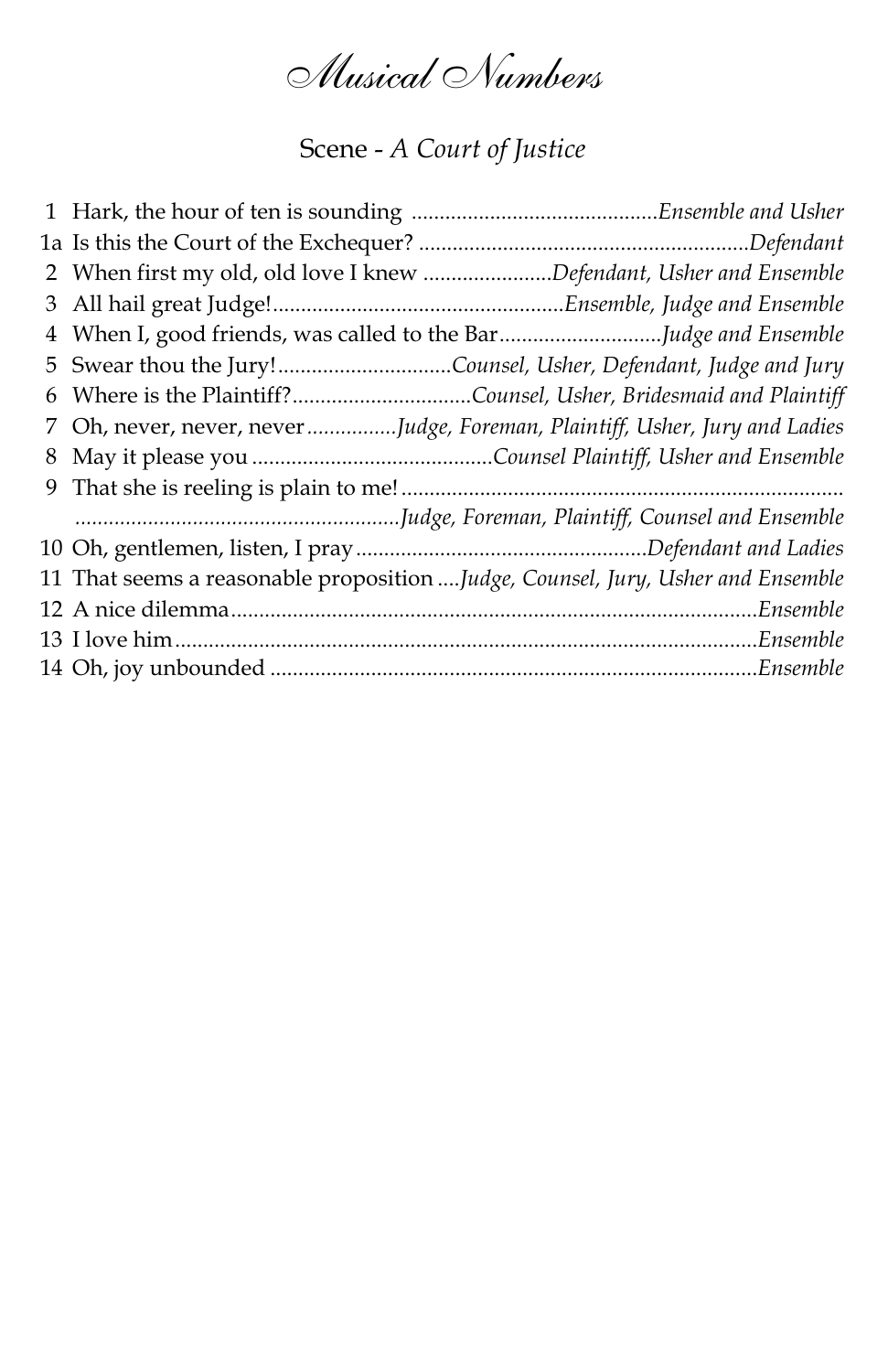# *Musical Numbers*

## Scene - *A Court of Justice*

1. Hark, the hour of ten is sounding ........................................... *Ensemble and Usher*
1a. Is this the Court of the Exchequer? .......................................................... *Defendant*
2. When first my old, old love I knew ...................... *Defendant, Usher and Ensemble*
3. All hail great Judge!................................................... *Ensemble, Judge and Ensemble*
4. When I, good friends, was called to the Bar............................ *Judge and Ensemble*
5. Swear thou the Jury!............................... *Counsel, Usher, Defendant, Judge and Jury*
6. Where is the Plaintiff?................................ *Counsel, Usher, Bridesmaid and Plaintiff*
7. Oh, never, never, never................ *Judge, Foreman, Plaintiff, Usher, Jury and Ladies*
8. May it please you .......................................... *Counsel Plaintiff, Usher and Ensemble*
9. That she is reeling is plain to me! ............................................................................. ......................................................... *Judge, Foreman, Plaintiff, Counsel and Ensemble*
10. Oh, gentlemen, listen, I pray.................................................. *Defendant and Ladies*
11. That seems a reasonable proposition .... *Judge, Counsel, Jury, Usher and Ensemble*
12. A nice dilemma............................................................................................ *Ensemble*
13. I love him..................................................................................................... *Ensemble*
14. Oh, joy unbounded ..................................................................................... *Ensemble*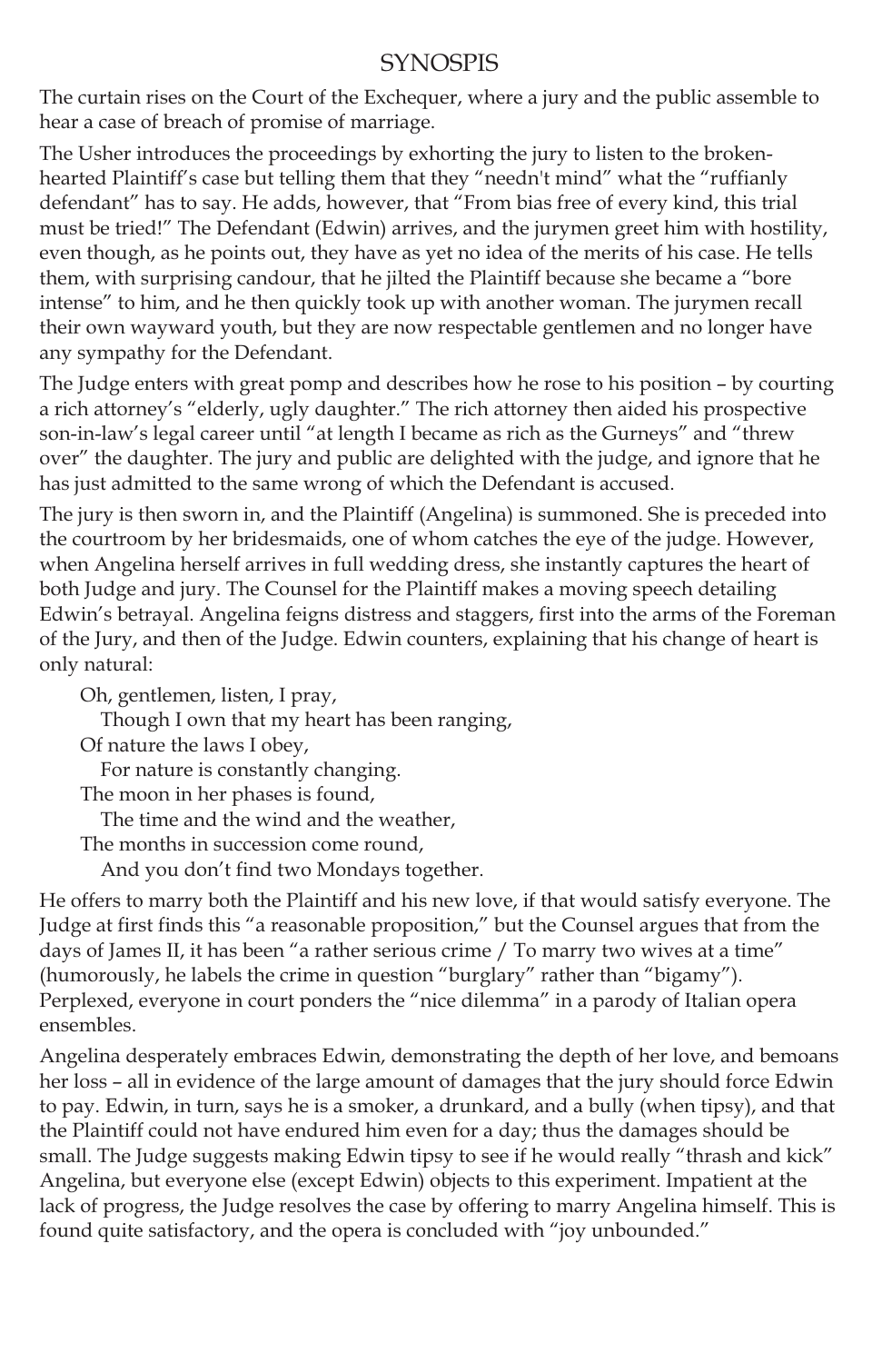## SYNOSPIS

The curtain rises on the Court of the Exchequer, where a jury and the public assemble to hear a case of breach of promise of marriage.

The Usher introduces the proceedings by exhorting the jury to listen to the broken-hearted Plaintiff's case but telling them that they "needn't mind" what the "ruffianly defendant" has to say. He adds, however, that "From bias free of every kind, this trial must be tried!" The Defendant (Edwin) arrives, and the jurymen greet him with hostility, even though, as he points out, they have as yet no idea of the merits of his case. He tells them, with surprising candour, that he jilted the Plaintiff because she became a "bore intense" to him, and he then quickly took up with another woman. The jurymen recall their own wayward youth, but they are now respectable gentlemen and no longer have any sympathy for the Defendant.

The Judge enters with great pomp and describes how he rose to his position – by courting a rich attorney's "elderly, ugly daughter." The rich attorney then aided his prospective son-in-law's legal career until "at length I became as rich as the Gurneys" and "threw over" the daughter. The jury and public are delighted with the judge, and ignore that he has just admitted to the same wrong of which the Defendant is accused.

The jury is then sworn in, and the Plaintiff (Angelina) is summoned. She is preceded into the courtroom by her bridesmaids, one of whom catches the eye of the judge. However, when Angelina herself arrives in full wedding dress, she instantly captures the heart of both Judge and jury. The Counsel for the Plaintiff makes a moving speech detailing Edwin's betrayal. Angelina feigns distress and staggers, first into the arms of the Foreman of the Jury, and then of the Judge. Edwin counters, explaining that his change of heart is only natural:

> Oh, gentlemen, listen, I pray,  
> &nbsp;&nbsp;&nbsp;Though I own that my heart has been ranging,  
> Of nature the laws I obey,  
> &nbsp;&nbsp;&nbsp;For nature is constantly changing.  
> The moon in her phases is found,  
> &nbsp;&nbsp;&nbsp;The time and the wind and the weather,  
> The months in succession come round,  
> &nbsp;&nbsp;&nbsp;And you don't find two Mondays together.

He offers to marry both the Plaintiff and his new love, if that would satisfy everyone. The Judge at first finds this "a reasonable proposition," but the Counsel argues that from the days of James II, it has been "a rather serious crime / To marry two wives at a time" (humorously, he labels the crime in question "burglary" rather than "bigamy"). Perplexed, everyone in court ponders the "nice dilemma" in a parody of Italian opera ensembles.

Angelina desperately embraces Edwin, demonstrating the depth of her love, and bemoans her loss – all in evidence of the large amount of damages that the jury should force Edwin to pay. Edwin, in turn, says he is a smoker, a drunkard, and a bully (when tipsy), and that the Plaintiff could not have endured him even for a day; thus the damages should be small. The Judge suggests making Edwin tipsy to see if he would really "thrash and kick" Angelina, but everyone else (except Edwin) objects to this experiment. Impatient at the lack of progress, the Judge resolves the case by offering to marry Angelina himself. This is found quite satisfactory, and the opera is concluded with "joy unbounded."